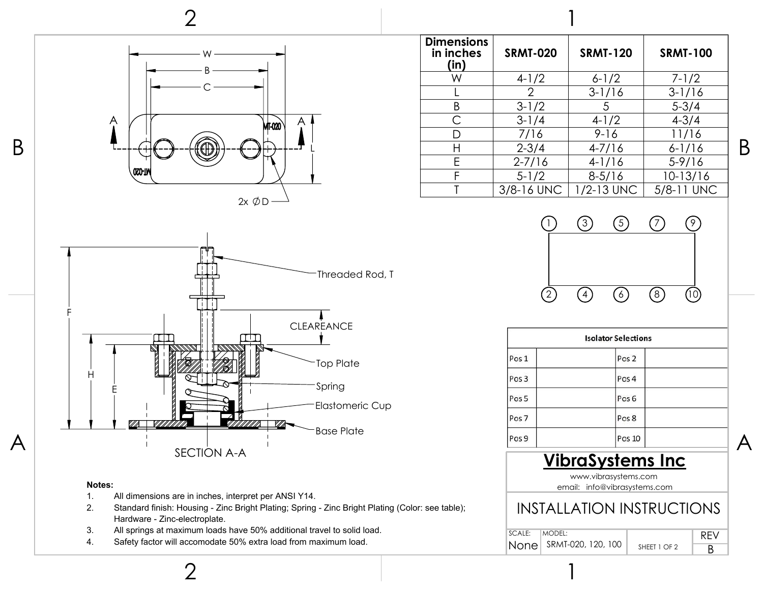| Dimensions in inches (in) | SRMT-020 | SRMT-120 | SRMT-100 |
|---|---|---|---|
| W | 4-1/2 | 6-1/2 | 7-1/2 |
| L | 2 | 3-1/16 | 3-1/16 |
| B | 3-1/2 | 5 | 5-3/4 |
| C | 3-1/4 | 4-1/2 | 4-3/4 |
| D | 7/16 | 9-16 | 11/16 |
| H | 2-3/4 | 4-7/16 | 6-1/16 |
| E | 2-7/16 | 4-1/16 | 5-9/16 |
| F | 5-1/2 | 8-5/16 | 10-13/16 |
| T | 3/8-16 UNC | 1/2-13 UNC | 5/8-11 UNC |

W

B

C

A

A

L

2x ∅D

Threaded Rod, T

CLEAREANCE

Top Plate

Spring

Elastomeric Cup

Base Plate

F

H

E

SECTION A-A

1 3 5 7 9

2 4 6 8 10

| Isolator Selections | | | |
|---|---|---|---|
| Pos 1 | | Pos 2 | |
| Pos 3 | | Pos 4 | |
| Pos 5 | | Pos 6 | |
| Pos 7 | | Pos 8 | |
| Pos 9 | | Pos 10 | |

**Notes:**

1. All dimensions are in inches, interpret per ANSI Y14.
2. Standard finish: Housing - Zinc Bright Plating; Spring - Zinc Bright Plating (Color: see table); Hardware - Zinc-electroplate.
3. All springs at maximum loads have 50% additional travel to solid load.
4. Safety factor will accomodate 50% extra load from maximum load.

## VibraSystems Inc

www.vibrasystems.com

email: info@vibrasystems.com

# INSTALLATION INSTRUCTIONS

| SCALE: | MODEL: | | REV |
|---|---|---|---|
| None | SRMT-020, 120, 100 | SHEET 1 OF 2 | B |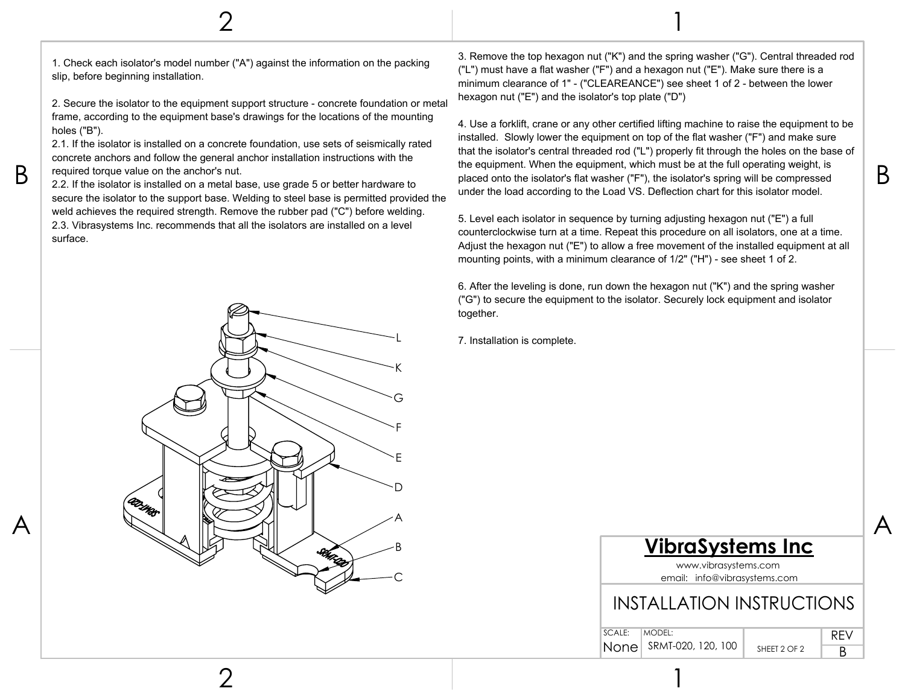1. Check each isolator's model number ("A") against the information on the packing slip, before beginning installation.

2. Secure the isolator to the equipment support structure - concrete foundation or metal frame, according to the equipment base's drawings for the locations of the mounting holes ("B").
2.1. If the isolator is installed on a concrete foundation, use sets of seismically rated concrete anchors and follow the general anchor installation instructions with the required torque value on the anchor's nut.
2.2. If the isolator is installed on a metal base, use grade 5 or better hardware to secure the isolator to the support base. Welding to steel base is permitted provided the weld achieves the required strength. Remove the rubber pad ("C") before welding.
2.3. Vibrasystems Inc. recommends that all the isolators are installed on a level surface.

L

K

G

F

E

D

A

B

C

3. Remove the top hexagon nut ("K") and the spring washer ("G"). Central threaded rod ("L") must have a flat washer ("F") and a hexagon nut ("E"). Make sure there is a minimum clearance of 1" - ("CLEAREANCE") see sheet 1 of 2 - between the lower hexagon nut ("E") and the isolator's top plate ("D")

4. Use a forklift, crane or any other certified lifting machine to raise the equipment to be installed. Slowly lower the equipment on top of the flat washer ("F") and make sure that the isolator's central threaded rod ("L") properly fit through the holes on the base of the equipment. When the equipment, which must be at the full operating weight, is placed onto the isolator's flat washer ("F"), the isolator's spring will be compressed under the load according to the Load VS. Deflection chart for this isolator model.

5. Level each isolator in sequence by turning adjusting hexagon nut ("E") a full counterclockwise turn at a time. Repeat this procedure on all isolators, one at a time. Adjust the hexagon nut ("E") to allow a free movement of the installed equipment at all mounting points, with a minimum clearance of 1/2" ("H") - see sheet 1 of 2.

6. After the leveling is done, run down the hexagon nut ("K") and the spring washer ("G") to secure the equipment to the isolator. Securely lock equipment and isolator together.

7. Installation is complete.

**VibraSystems Inc**

www.vibrasystems.com
email: info@vibrasystems.com

INSTALLATION INSTRUCTIONS

| SCALE: | MODEL: | | REV |
| --- | --- | --- | --- |
| None | SRMT-020, 120, 100 | SHEET 2 OF 2 | B |